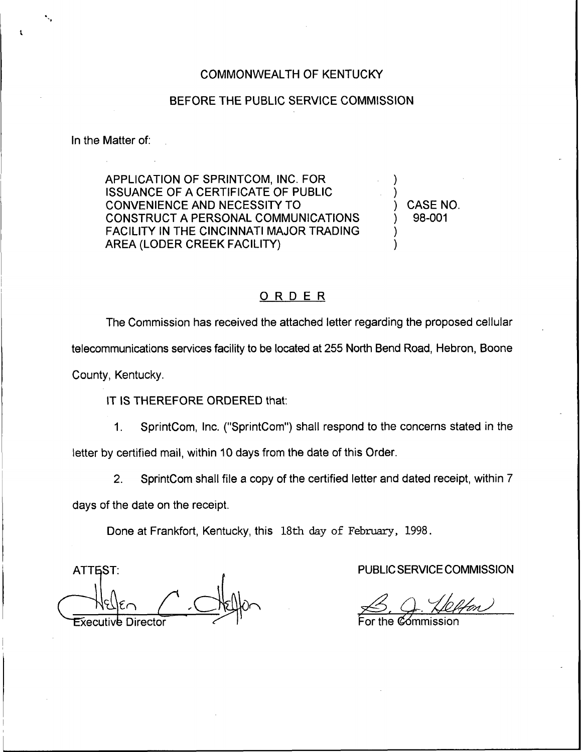COMMONWEALTH OF KENTUCKY

BEFORE THE PUBLIC SERVICE COMMISSION

In the Matter of:

| | | |
|---|---|---|
| APPLICATION OF SPRINTCOM, INC. FOR ISSUANCE OF A CERTIFICATE OF PUBLIC CONVENIENCE AND NECESSITY TO CONSTRUCT A PERSONAL COMMUNICATIONS FACILITY IN THE CINCINNATI MAJOR TRADING AREA (LODER CREEK FACILITY) | ) | CASE NO. 98-001 |

## ORDER

The Commission has received the attached letter regarding the proposed cellular telecommunications services facility to be located at 255 North Bend Road, Hebron, Boone County, Kentucky.

IT IS THEREFORE ORDERED that:

1. SprintCom, Inc. ("SprintCom") shall respond to the concerns stated in the letter by certified mail, within 10 days from the date of this Order.

2. SprintCom shall file a copy of the certified letter and dated receipt, within 7 days of the date on the receipt.

Done at Frankfort, Kentucky, this 18th day of February, 1998.

ATTEST:

Executive Director

PUBLIC SERVICE COMMISSION

For the Commission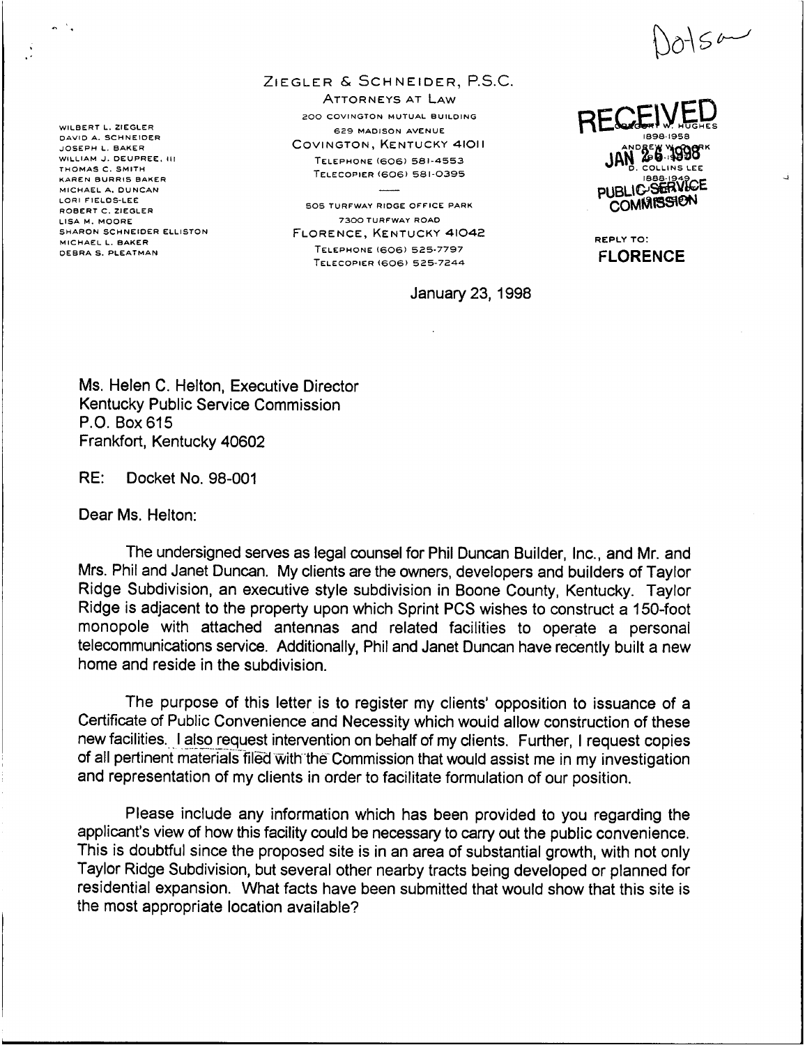Dotson

ZIEGLER & SCHNEIDER, P.S.C.

ATTORNEYS AT LAW

200 COVINGTON MUTUAL BUILDING
629 MADISON AVENUE
COVINGTON, KENTUCKY 41011
TELEPHONE (606) 581-4553
TELECOPIER (606) 581-0395

505 TURFWAY RIDGE OFFICE PARK
7300 TURFWAY ROAD
FLORENCE, KENTUCKY 41042
TELEPHONE (606) 525-7797
TELECOPIER (606) 525-7244

WILBERT L. ZIEGLER
DAVID A. SCHNEIDER
JOSEPH L. BAKER
WILLIAM J. DEUPREE, III
THOMAS C. SMITH
KAREN BURRIS BAKER
MICHAEL A. DUNCAN
LORI FIELDS-LEE
ROBERT C. ZIEGLER
LISA M. MOORE
SHARON SCHNEIDER ELLISTON
MICHAEL L. BAKER
DEBRA S. PLEATMAN

GREGORY W. HUGHES
1898-1958
ANDREW W. CLARK
1906-1956
D. COLLINS LEE
1888-1949

RECEIVED
JAN 26 1998
PUBLIC SERVICE COMMISSION

REPLY TO:
**FLORENCE**

January 23, 1998

Ms. Helen C. Helton, Executive Director
Kentucky Public Service Commission
P.O. Box 615
Frankfort, Kentucky 40602

RE: Docket No. 98-001

Dear Ms. Helton:

The undersigned serves as legal counsel for Phil Duncan Builder, Inc., and Mr. and Mrs. Phil and Janet Duncan. My clients are the owners, developers and builders of Taylor Ridge Subdivision, an executive style subdivision in Boone County, Kentucky. Taylor Ridge is adjacent to the property upon which Sprint PCS wishes to construct a 150-foot monopole with attached antennas and related facilities to operate a personal telecommunications service. Additionally, Phil and Janet Duncan have recently built a new home and reside in the subdivision.

The purpose of this letter is to register my clients' opposition to issuance of a Certificate of Public Convenience and Necessity which would allow construction of these new facilities. I also request intervention on behalf of my clients. Further, I request copies of all pertinent materials filed with the Commission that would assist me in my investigation and representation of my clients in order to facilitate formulation of our position.

Please include any information which has been provided to you regarding the applicant's view of how this facility could be necessary to carry out the public convenience. This is doubtful since the proposed site is in an area of substantial growth, with not only Taylor Ridge Subdivision, but several other nearby tracts being developed or planned for residential expansion. What facts have been submitted that would show that this site is the most appropriate location available?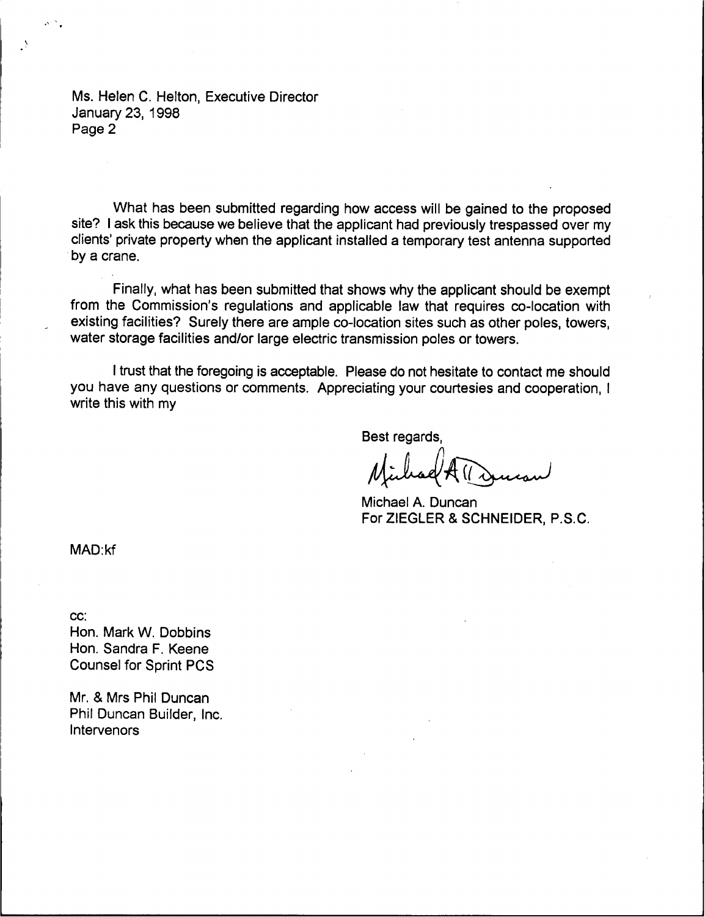Ms. Helen C. Helton, Executive Director
January 23, 1998
Page 2

What has been submitted regarding how access will be gained to the proposed site? I ask this because we believe that the applicant had previously trespassed over my clients' private property when the applicant installed a temporary test antenna supported by a crane.

Finally, what has been submitted that shows why the applicant should be exempt from the Commission's regulations and applicable law that requires co-location with existing facilities? Surely there are ample co-location sites such as other poles, towers, water storage facilities and/or large electric transmission poles or towers.

I trust that the foregoing is acceptable. Please do not hesitate to contact me should you have any questions or comments. Appreciating your courtesies and cooperation, I write this with my

Best regards,

Michael A. Duncan
For ZIEGLER & SCHNEIDER, P.S.C.

MAD:kf

cc:
Hon. Mark W. Dobbins
Hon. Sandra F. Keene
Counsel for Sprint PCS

Mr. & Mrs Phil Duncan
Phil Duncan Builder, Inc.
Intervenors